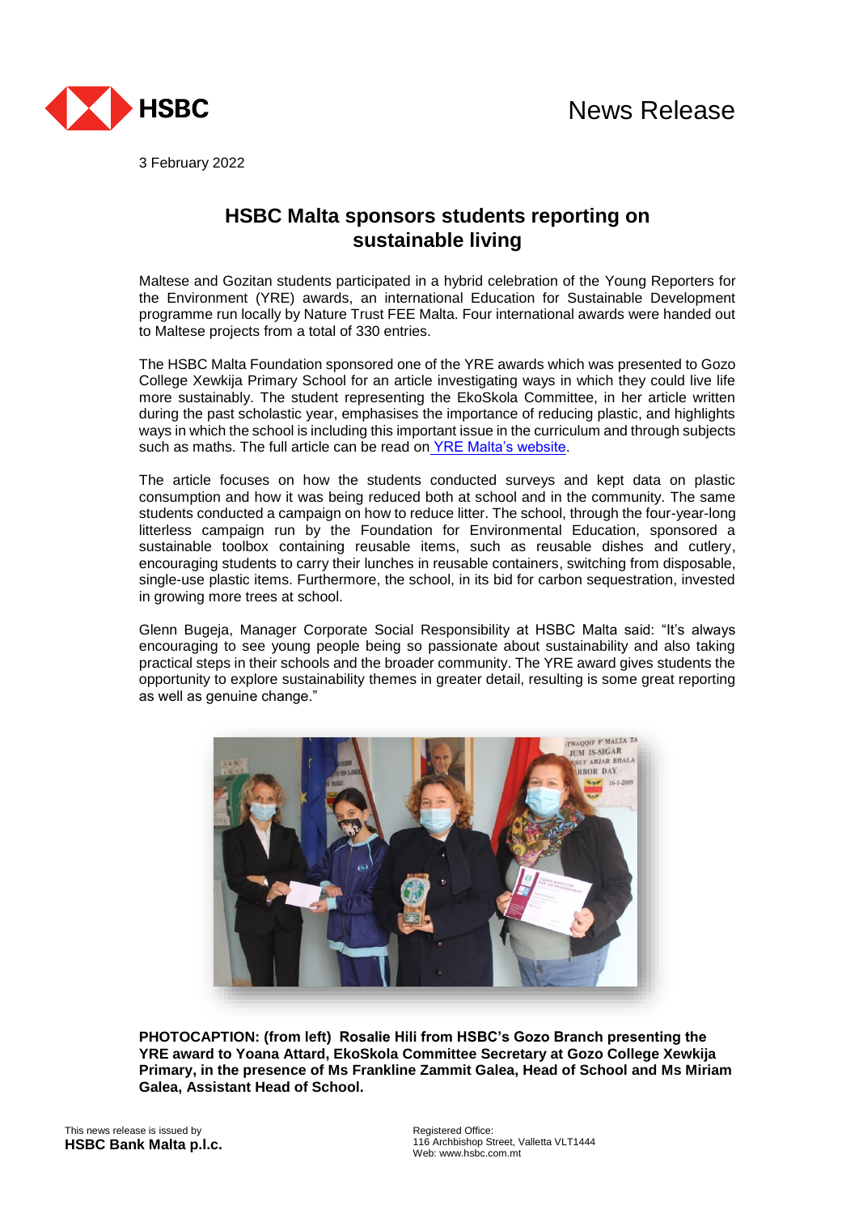HSBC

# News Release

3 February 2022

## HSBC Malta sponsors students reporting on sustainable living

Maltese and Gozitan students participated in a hybrid celebration of the Young Reporters for the Environment (YRE) awards, an international Education for Sustainable Development programme run locally by Nature Trust FEE Malta. Four international awards were handed out to Maltese projects from a total of 330 entries.

The HSBC Malta Foundation sponsored one of the YRE awards which was presented to Gozo College Xewkija Primary School for an article investigating ways in which they could live life more sustainably. The student representing the EkoSkola Committee, in her article written during the past scholastic year, emphasises the importance of reducing plastic, and highlights ways in which the school is including this important issue in the curriculum and through subjects such as maths. The full article can be read on YRE Malta's website.

The article focuses on how the students conducted surveys and kept data on plastic consumption and how it was being reduced both at school and in the community. The same students conducted a campaign on how to reduce litter. The school, through the four-year-long litterless campaign run by the Foundation for Environmental Education, sponsored a sustainable toolbox containing reusable items, such as reusable dishes and cutlery, encouraging students to carry their lunches in reusable containers, switching from disposable, single-use plastic items. Furthermore, the school, in its bid for carbon sequestration, invested in growing more trees at school.

Glenn Bugeja, Manager Corporate Social Responsibility at HSBC Malta said: "It's always encouraging to see young people being so passionate about sustainability and also taking practical steps in their schools and the broader community. The YRE award gives students the opportunity to explore sustainability themes in greater detail, resulting is some great reporting as well as genuine change."

**PHOTOCAPTION: (from left) Rosalie Hili from HSBC's Gozo Branch presenting the YRE award to Yoana Attard, EkoSkola Committee Secretary at Gozo College Xewkija Primary, in the presence of Ms Frankline Zammit Galea, Head of School and Ms Miriam Galea, Assistant Head of School.**

This news release is issued by
**HSBC Bank Malta p.l.c.**

Registered Office:
116 Archbishop Street, Valletta VLT1444
Web: www.hsbc.com.mt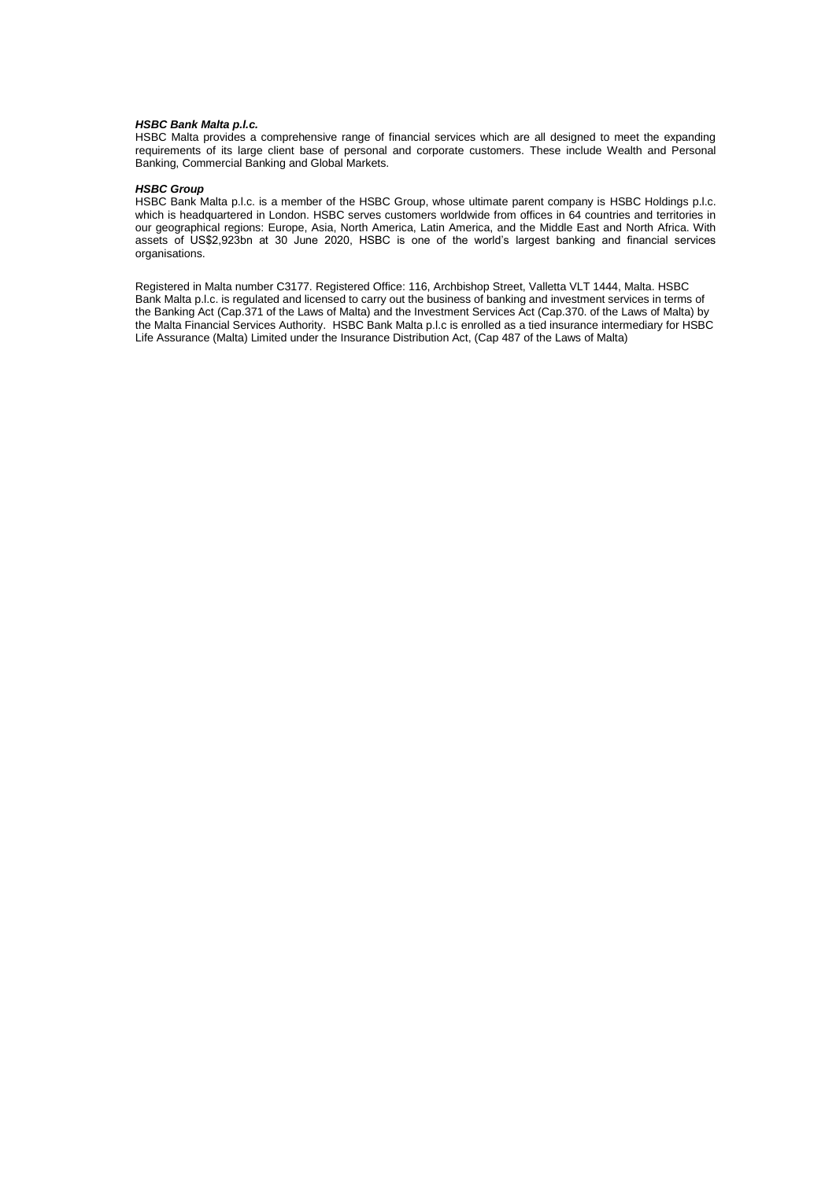***HSBC Bank Malta p.l.c.***

HSBC Malta provides a comprehensive range of financial services which are all designed to meet the expanding requirements of its large client base of personal and corporate customers. These include Wealth and Personal Banking, Commercial Banking and Global Markets.

***HSBC Group***

HSBC Bank Malta p.l.c. is a member of the HSBC Group, whose ultimate parent company is HSBC Holdings p.l.c. which is headquartered in London. HSBC serves customers worldwide from offices in 64 countries and territories in our geographical regions: Europe, Asia, North America, Latin America, and the Middle East and North Africa. With assets of US$2,923bn at 30 June 2020, HSBC is one of the world's largest banking and financial services organisations.

Registered in Malta number C3177. Registered Office: 116, Archbishop Street, Valletta VLT 1444, Malta. HSBC Bank Malta p.l.c. is regulated and licensed to carry out the business of banking and investment services in terms of the Banking Act (Cap.371 of the Laws of Malta) and the Investment Services Act (Cap.370. of the Laws of Malta) by the Malta Financial Services Authority. HSBC Bank Malta p.l.c is enrolled as a tied insurance intermediary for HSBC Life Assurance (Malta) Limited under the Insurance Distribution Act, (Cap 487 of the Laws of Malta)